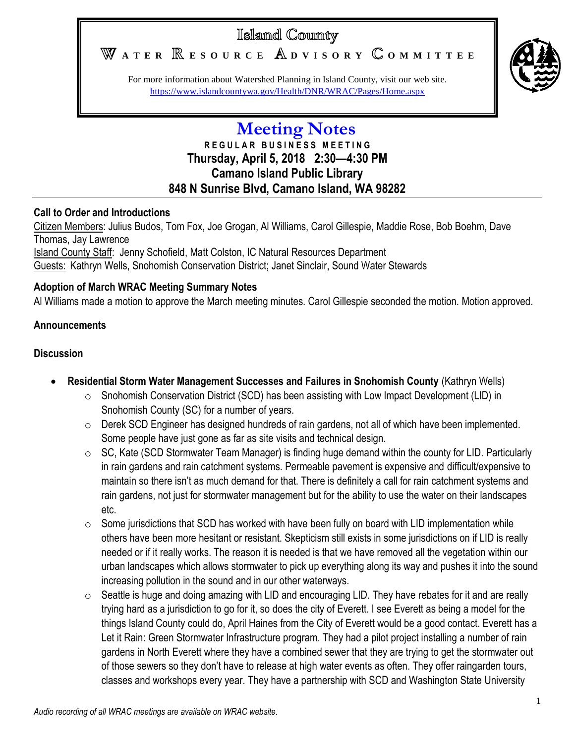# Island County

## WATER RESOURCE ADVISORY COMMITTEE

For more information about Watershed Planning in Island County, visit our web site.
https://www.islandcountywa.gov/Health/DNR/WRAC/Pages/Home.aspx

# Meeting Notes

**REGULAR BUSINESS MEETING**

**Thursday, April 5, 2018 2:30—4:30 PM**

**Camano Island Public Library**

**848 N Sunrise Blvd, Camano Island, WA 98282**

---

### Call to Order and Introductions

Citizen Members: Julius Budos, Tom Fox, Joe Grogan, Al Williams, Carol Gillespie, Maddie Rose, Bob Boehm, Dave Thomas, Jay Lawrence

Island County Staff: Jenny Schofield, Matt Colston, IC Natural Resources Department

Guests: Kathryn Wells, Snohomish Conservation District; Janet Sinclair, Sound Water Stewards

### Adoption of March WRAC Meeting Summary Notes

Al Williams made a motion to approve the March meeting minutes. Carol Gillespie seconded the motion. Motion approved.

### Announcements

### Discussion

- **Residential Storm Water Management Successes and Failures in Snohomish County** (Kathryn Wells)
  - Snohomish Conservation District (SCD) has been assisting with Low Impact Development (LID) in Snohomish County (SC) for a number of years.
  - Derek SCD Engineer has designed hundreds of rain gardens, not all of which have been implemented. Some people have just gone as far as site visits and technical design.
  - SC, Kate (SCD Stormwater Team Manager) is finding huge demand within the county for LID. Particularly in rain gardens and rain catchment systems. Permeable pavement is expensive and difficult/expensive to maintain so there isn't as much demand for that. There is definitely a call for rain catchment systems and rain gardens, not just for stormwater management but for the ability to use the water on their landscapes etc.
  - Some jurisdictions that SCD has worked with have been fully on board with LID implementation while others have been more hesitant or resistant. Skepticism still exists in some jurisdictions on if LID is really needed or if it really works. The reason it is needed is that we have removed all the vegetation within our urban landscapes which allows stormwater to pick up everything along its way and pushes it into the sound increasing pollution in the sound and in our other waterways.
  - Seattle is huge and doing amazing with LID and encouraging LID. They have rebates for it and are really trying hard as a jurisdiction to go for it, so does the city of Everett. I see Everett as being a model for the things Island County could do, April Haines from the City of Everett would be a good contact. Everett has a Let it Rain: Green Stormwater Infrastructure program. They had a pilot project installing a number of rain gardens in North Everett where they have a combined sewer that they are trying to get the stormwater out of those sewers so they don't have to release at high water events as often. They offer raingarden tours, classes and workshops every year. They have a partnership with SCD and Washington State University

*Audio recording of all WRAC meetings are available on WRAC website.*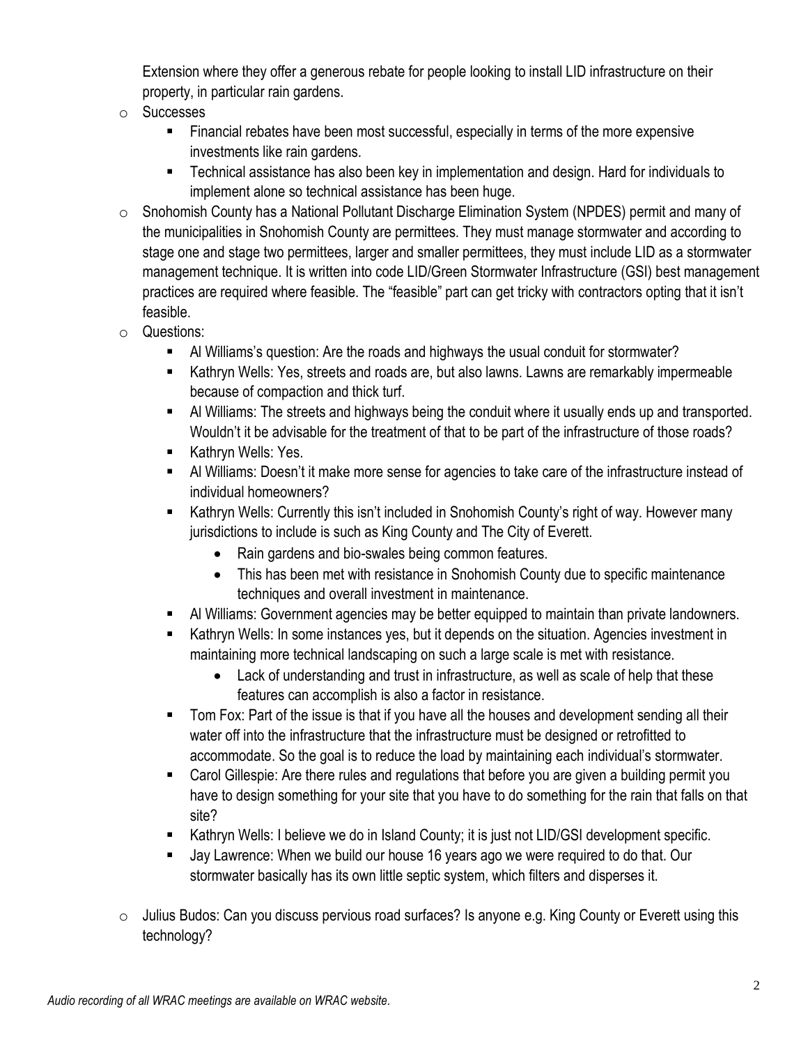Extension where they offer a generous rebate for people looking to install LID infrastructure on their property, in particular rain gardens.

- Successes
  - Financial rebates have been most successful, especially in terms of the more expensive investments like rain gardens.
  - Technical assistance has also been key in implementation and design. Hard for individuals to implement alone so technical assistance has been huge.
- Snohomish County has a National Pollutant Discharge Elimination System (NPDES) permit and many of the municipalities in Snohomish County are permittees. They must manage stormwater and according to stage one and stage two permittees, larger and smaller permittees, they must include LID as a stormwater management technique. It is written into code LID/Green Stormwater Infrastructure (GSI) best management practices are required where feasible. The "feasible" part can get tricky with contractors opting that it isn't feasible.
- Questions:
  - Al Williams's question: Are the roads and highways the usual conduit for stormwater?
  - Kathryn Wells: Yes, streets and roads are, but also lawns. Lawns are remarkably impermeable because of compaction and thick turf.
  - Al Williams: The streets and highways being the conduit where it usually ends up and transported. Wouldn't it be advisable for the treatment of that to be part of the infrastructure of those roads?
  - Kathryn Wells: Yes.
  - Al Williams: Doesn't it make more sense for agencies to take care of the infrastructure instead of individual homeowners?
  - Kathryn Wells: Currently this isn't included in Snohomish County's right of way. However many jurisdictions to include is such as King County and The City of Everett.
    - Rain gardens and bio-swales being common features.
    - This has been met with resistance in Snohomish County due to specific maintenance techniques and overall investment in maintenance.
  - Al Williams: Government agencies may be better equipped to maintain than private landowners.
  - Kathryn Wells: In some instances yes, but it depends on the situation. Agencies investment in maintaining more technical landscaping on such a large scale is met with resistance.
    - Lack of understanding and trust in infrastructure, as well as scale of help that these features can accomplish is also a factor in resistance.
  - Tom Fox: Part of the issue is that if you have all the houses and development sending all their water off into the infrastructure that the infrastructure must be designed or retrofitted to accommodate. So the goal is to reduce the load by maintaining each individual's stormwater.
  - Carol Gillespie: Are there rules and regulations that before you are given a building permit you have to design something for your site that you have to do something for the rain that falls on that site?
  - Kathryn Wells: I believe we do in Island County; it is just not LID/GSI development specific.
  - Jay Lawrence: When we build our house 16 years ago we were required to do that. Our stormwater basically has its own little septic system, which filters and disperses it.
- Julius Budos: Can you discuss pervious road surfaces? Is anyone e.g. King County or Everett using this technology?

*Audio recording of all WRAC meetings are available on WRAC website.*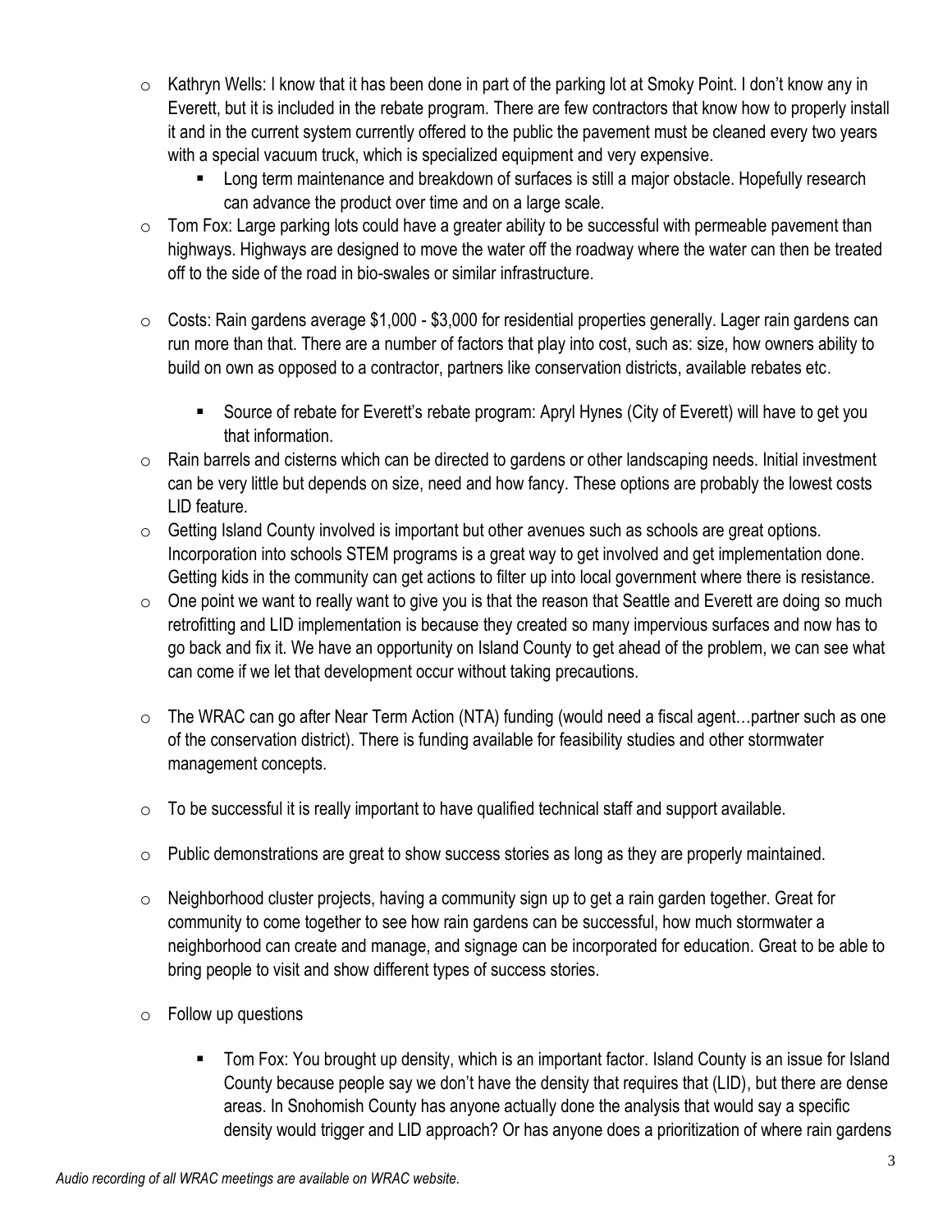- Kathryn Wells: I know that it has been done in part of the parking lot at Smoky Point. I don't know any in Everett, but it is included in the rebate program. There are few contractors that know how to properly install it and in the current system currently offered to the public the pavement must be cleaned every two years with a special vacuum truck, which is specialized equipment and very expensive.
  - Long term maintenance and breakdown of surfaces is still a major obstacle. Hopefully research can advance the product over time and on a large scale.
- Tom Fox: Large parking lots could have a greater ability to be successful with permeable pavement than highways. Highways are designed to move the water off the roadway where the water can then be treated off to the side of the road in bio-swales or similar infrastructure.
- Costs: Rain gardens average \$1,000 - \$3,000 for residential properties generally. Lager rain gardens can run more than that. There are a number of factors that play into cost, such as: size, how owners ability to build on own as opposed to a contractor, partners like conservation districts, available rebates etc.
  - Source of rebate for Everett's rebate program: Apryl Hynes (City of Everett) will have to get you that information.
- Rain barrels and cisterns which can be directed to gardens or other landscaping needs. Initial investment can be very little but depends on size, need and how fancy. These options are probably the lowest costs LID feature.
- Getting Island County involved is important but other avenues such as schools are great options. Incorporation into schools STEM programs is a great way to get involved and get implementation done. Getting kids in the community can get actions to filter up into local government where there is resistance.
- One point we want to really want to give you is that the reason that Seattle and Everett are doing so much retrofitting and LID implementation is because they created so many impervious surfaces and now has to go back and fix it. We have an opportunity on Island County to get ahead of the problem, we can see what can come if we let that development occur without taking precautions.
- The WRAC can go after Near Term Action (NTA) funding (would need a fiscal agent…partner such as one of the conservation district). There is funding available for feasibility studies and other stormwater management concepts.
- To be successful it is really important to have qualified technical staff and support available.
- Public demonstrations are great to show success stories as long as they are properly maintained.
- Neighborhood cluster projects, having a community sign up to get a rain garden together. Great for community to come together to see how rain gardens can be successful, how much stormwater a neighborhood can create and manage, and signage can be incorporated for education. Great to be able to bring people to visit and show different types of success stories.
- Follow up questions
  - Tom Fox: You brought up density, which is an important factor. Island County is an issue for Island County because people say we don't have the density that requires that (LID), but there are dense areas. In Snohomish County has anyone actually done the analysis that would say a specific density would trigger and LID approach? Or has anyone does a prioritization of where rain gardens

*Audio recording of all WRAC meetings are available on WRAC website.*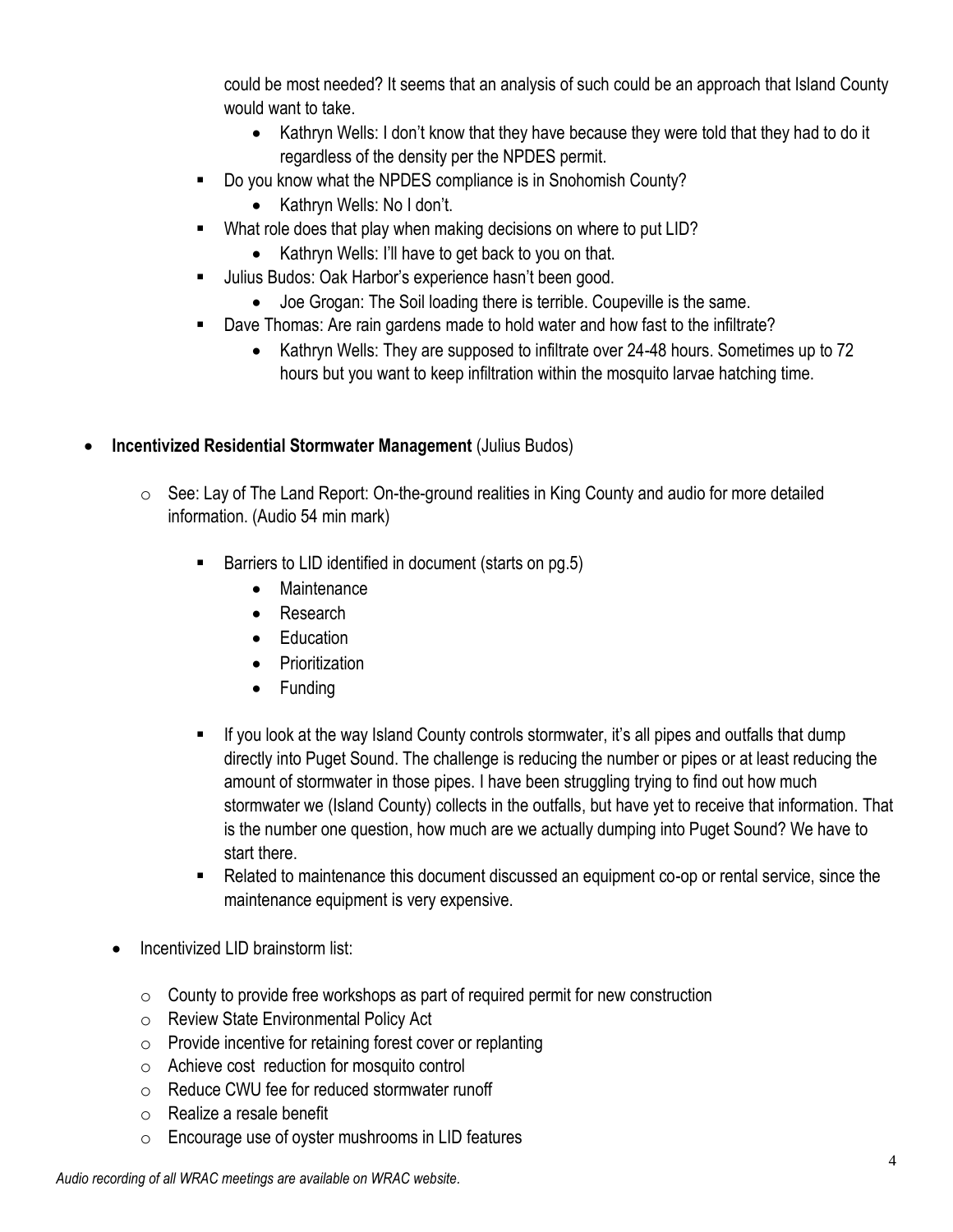could be most needed? It seems that an analysis of such could be an approach that Island County would want to take.

    - Kathryn Wells: I don't know that they have because they were told that they had to do it regardless of the density per the NPDES permit.

- Do you know what the NPDES compliance is in Snohomish County?
    - Kathryn Wells: No I don't.
- What role does that play when making decisions on where to put LID?
    - Kathryn Wells: I'll have to get back to you on that.
- Julius Budos: Oak Harbor's experience hasn't been good.
    - Joe Grogan: The Soil loading there is terrible. Coupeville is the same.
- Dave Thomas: Are rain gardens made to hold water and how fast to the infiltrate?
    - Kathryn Wells: They are supposed to infiltrate over 24-48 hours. Sometimes up to 72 hours but you want to keep infiltration within the mosquito larvae hatching time.

- **Incentivized Residential Stormwater Management** (Julius Budos)
    - See: Lay of The Land Report: On-the-ground realities in King County and audio for more detailed information. (Audio 54 min mark)
        - Barriers to LID identified in document (starts on pg.5)
            - Maintenance
            - Research
            - Education
            - Prioritization
            - Funding
        - If you look at the way Island County controls stormwater, it's all pipes and outfalls that dump directly into Puget Sound. The challenge is reducing the number or pipes or at least reducing the amount of stormwater in those pipes. I have been struggling trying to find out how much stormwater we (Island County) collects in the outfalls, but have yet to receive that information. That is the number one question, how much are we actually dumping into Puget Sound? We have to start there.
        - Related to maintenance this document discussed an equipment co-op or rental service, since the maintenance equipment is very expensive.
    - Incentivized LID brainstorm list:
        - County to provide free workshops as part of required permit for new construction
        - Review State Environmental Policy Act
        - Provide incentive for retaining forest cover or replanting
        - Achieve cost reduction for mosquito control
        - Reduce CWU fee for reduced stormwater runoff
        - Realize a resale benefit
        - Encourage use of oyster mushrooms in LID features

*Audio recording of all WRAC meetings are available on WRAC website.*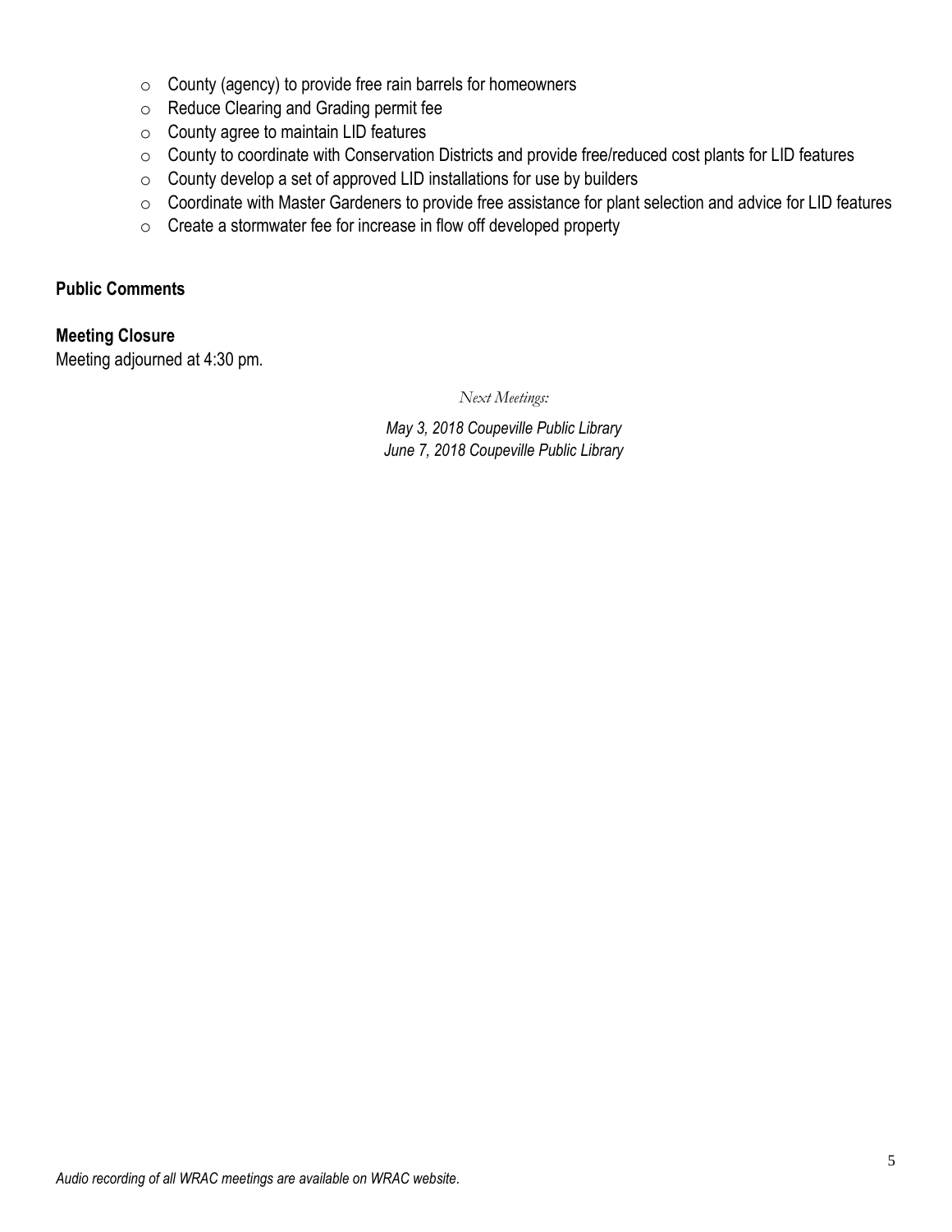- County (agency) to provide free rain barrels for homeowners
- Reduce Clearing and Grading permit fee
- County agree to maintain LID features
- County to coordinate with Conservation Districts and provide free/reduced cost plants for LID features
- County develop a set of approved LID installations for use by builders
- Coordinate with Master Gardeners to provide free assistance for plant selection and advice for LID features
- Create a stormwater fee for increase in flow off developed property

**Public Comments**

**Meeting Closure**

Meeting adjourned at 4:30 pm.

*Next Meetings:*

*May 3, 2018 Coupeville Public Library*
*June 7, 2018 Coupeville Public Library*

*Audio recording of all WRAC meetings are available on WRAC website.*